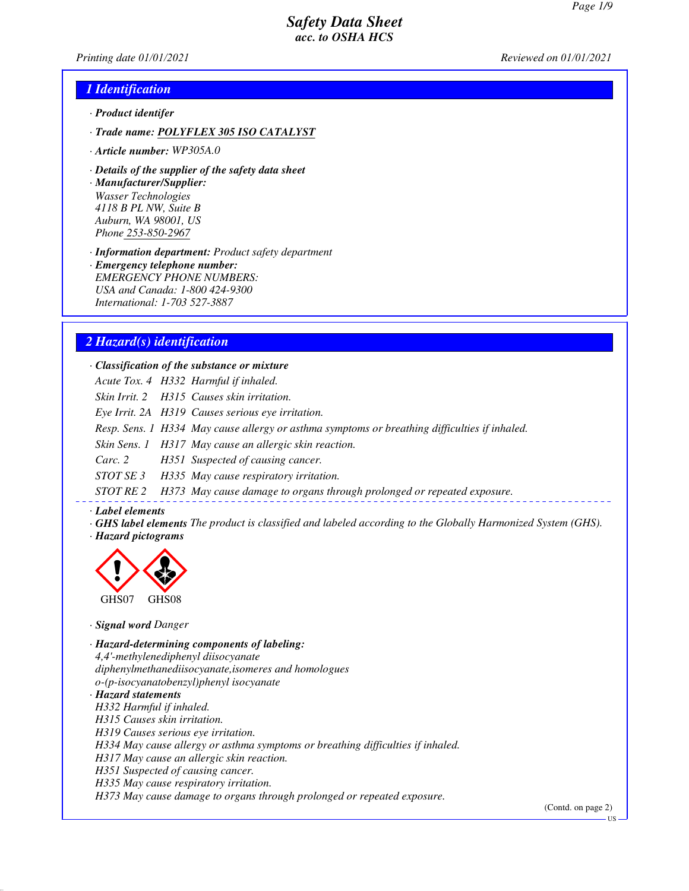# Safety Data Sheet
## acc. to OSHA HCS

Printing date 01/01/2021 Reviewed on 01/01/2021

## 1 Identification

· **Product identifer**

· **Trade name: POLYFLEX 305 ISO CATALYST**

· **Article number:** WP305A.0

· **Details of the supplier of the safety data sheet**

· **Manufacturer/Supplier:**
Wasser Technologies
4118 B PL NW, Suite B
Auburn, WA 98001, US
Phone 253-850-2967

· **Information department:** Product safety department

· **Emergency telephone number:**
EMERGENCY PHONE NUMBERS:
USA and Canada: 1-800 424-9300
International: 1-703 527-3887

## 2 Hazard(s) identification

· **Classification of the substance or mixture**

| | | |
|---|---|---|
| Acute Tox. 4 | H332 | Harmful if inhaled. |
| Skin Irrit. 2 | H315 | Causes skin irritation. |
| Eye Irrit. 2A | H319 | Causes serious eye irritation. |
| Resp. Sens. 1 | H334 | May cause allergy or asthma symptoms or breathing difficulties if inhaled. |
| Skin Sens. 1 | H317 | May cause an allergic skin reaction. |
| Carc. 2 | H351 | Suspected of causing cancer. |
| STOT SE 3 | H335 | May cause respiratory irritation. |
| STOT RE 2 | H373 | May cause damage to organs through prolonged or repeated exposure. |

· **Label elements**

· **GHS label elements** The product is classified and labeled according to the Globally Harmonized System (GHS).

· **Hazard pictograms**

GHS07 GHS08

· **Signal word** Danger

· **Hazard-determining components of labeling:**
4,4'-methylenediphenyl diisocyanate
diphenylmethanediisocyanate,isomeres and homologues
o-(p-isocyanatobenzyl)phenyl isocyanate

· **Hazard statements**
H332 Harmful if inhaled.
H315 Causes skin irritation.
H319 Causes serious eye irritation.
H334 May cause allergy or asthma symptoms or breathing difficulties if inhaled.
H317 May cause an allergic skin reaction.
H351 Suspected of causing cancer.
H335 May cause respiratory irritation.
H373 May cause damage to organs through prolonged or repeated exposure.

(Contd. on page 2)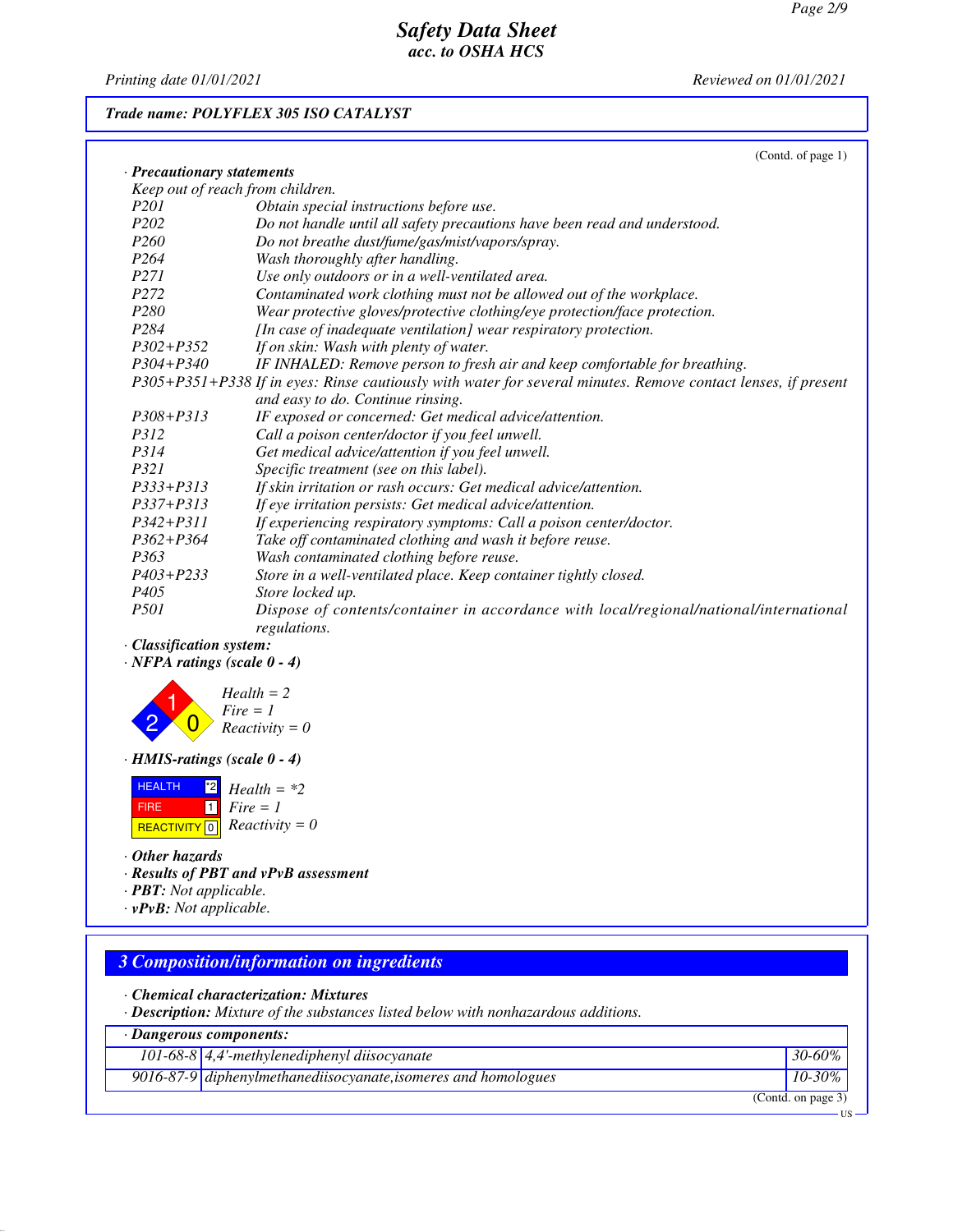Trade name: POLYFLEX 305 ISO CATALYST

(Contd. of page 1)

· **Precautionary statements**

Keep out of reach from children.

| | |
|---|---|
| P201 | Obtain special instructions before use. |
| P202 | Do not handle until all safety precautions have been read and understood. |
| P260 | Do not breathe dust/fume/gas/mist/vapors/spray. |
| P264 | Wash thoroughly after handling. |
| P271 | Use only outdoors or in a well-ventilated area. |
| P272 | Contaminated work clothing must not be allowed out of the workplace. |
| P280 | Wear protective gloves/protective clothing/eye protection/face protection. |
| P284 | [In case of inadequate ventilation] wear respiratory protection. |
| P302+P352 | If on skin: Wash with plenty of water. |
| P304+P340 | IF INHALED: Remove person to fresh air and keep comfortable for breathing. |
| P305+P351+P338 | If in eyes: Rinse cautiously with water for several minutes. Remove contact lenses, if present and easy to do. Continue rinsing. |
| P308+P313 | IF exposed or concerned: Get medical advice/attention. |
| P312 | Call a poison center/doctor if you feel unwell. |
| P314 | Get medical advice/attention if you feel unwell. |
| P321 | Specific treatment (see on this label). |
| P333+P313 | If skin irritation or rash occurs: Get medical advice/attention. |
| P337+P313 | If eye irritation persists: Get medical advice/attention. |
| P342+P311 | If experiencing respiratory symptoms: Call a poison center/doctor. |
| P362+P364 | Take off contaminated clothing and wash it before reuse. |
| P363 | Wash contaminated clothing before reuse. |
| P403+P233 | Store in a well-ventilated place. Keep container tightly closed. |
| P405 | Store locked up. |
| P501 | Dispose of contents/container in accordance with local/regional/national/international regulations. |

· **Classification system:**

· **NFPA ratings (scale 0 - 4)**

Health = 2
Fire = 1
Reactivity = 0

· **HMIS-ratings (scale 0 - 4)**

| | |
|---|---|
| HEALTH | *2 |
| FIRE | 1 |
| REACTIVITY | 0 |

Health = *2
Fire = 1
Reactivity = 0

· **Other hazards**

· **Results of PBT and vPvB assessment**

· **PBT:** Not applicable.

· **vPvB:** Not applicable.

## 3 Composition/information on ingredients

· **Chemical characterization: Mixtures**

· **Description:** Mixture of the substances listed below with nonhazardous additions.

· **Dangerous components:**

| | | |
|---|---|---|
| 101-68-8 | 4,4'-methylenediphenyl diisocyanate | 30-60% |
| 9016-87-9 | diphenylmethanediisocyanate,isomeres and homologues | 10-30% |

(Contd. on page 3)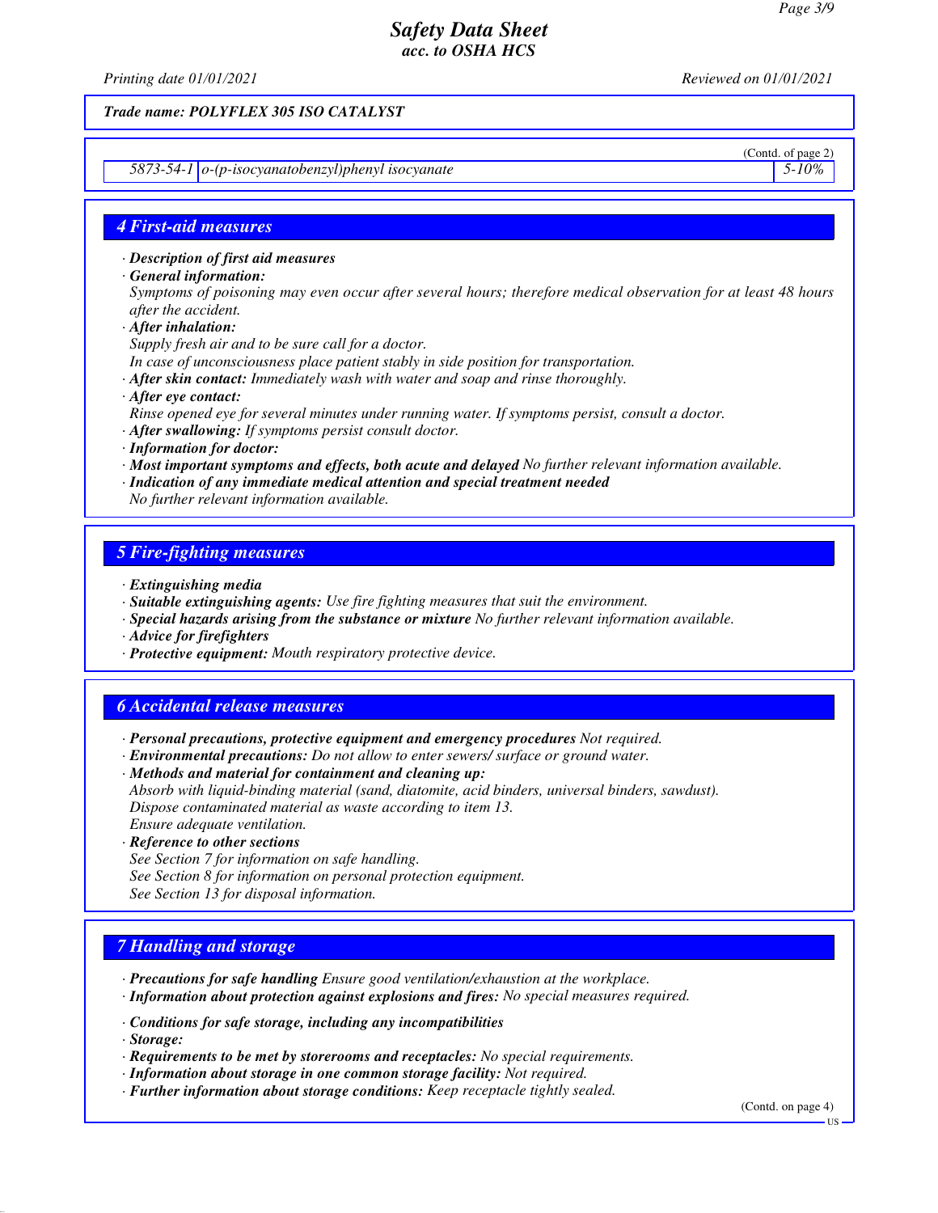Trade name: POLYFLEX 305 ISO CATALYST

(Contd. of page 2)

| 5873-54-1 | o-(p-isocyanatobenzyl)phenyl isocyanate | 5-10% |
|---|---|---|

## 4 First-aid measures

· **Description of first aid measures**
· **General information:**
Symptoms of poisoning may even occur after several hours; therefore medical observation for at least 48 hours after the accident.
· **After inhalation:**
Supply fresh air and to be sure call for a doctor.
In case of unconsciousness place patient stably in side position for transportation.
· **After skin contact:** Immediately wash with water and soap and rinse thoroughly.
· **After eye contact:**
Rinse opened eye for several minutes under running water. If symptoms persist, consult a doctor.
· **After swallowing:** If symptoms persist consult doctor.
· **Information for doctor:**
· **Most important symptoms and effects, both acute and delayed** No further relevant information available.
· **Indication of any immediate medical attention and special treatment needed**
No further relevant information available.

## 5 Fire-fighting measures

· **Extinguishing media**
· **Suitable extinguishing agents:** Use fire fighting measures that suit the environment.
· **Special hazards arising from the substance or mixture** No further relevant information available.
· **Advice for firefighters**
· **Protective equipment:** Mouth respiratory protective device.

## 6 Accidental release measures

· **Personal precautions, protective equipment and emergency procedures** Not required.
· **Environmental precautions:** Do not allow to enter sewers/ surface or ground water.
· **Methods and material for containment and cleaning up:**
Absorb with liquid-binding material (sand, diatomite, acid binders, universal binders, sawdust).
Dispose contaminated material as waste according to item 13.
Ensure adequate ventilation.
· **Reference to other sections**
See Section 7 for information on safe handling.
See Section 8 for information on personal protection equipment.
See Section 13 for disposal information.

## 7 Handling and storage

· **Precautions for safe handling** Ensure good ventilation/exhaustion at the workplace.
· **Information about protection against explosions and fires:** No special measures required.

· **Conditions for safe storage, including any incompatibilities**
· **Storage:**
· **Requirements to be met by storerooms and receptacles:** No special requirements.
· **Information about storage in one common storage facility:** Not required.
· **Further information about storage conditions:** Keep receptacle tightly sealed.

(Contd. on page 4)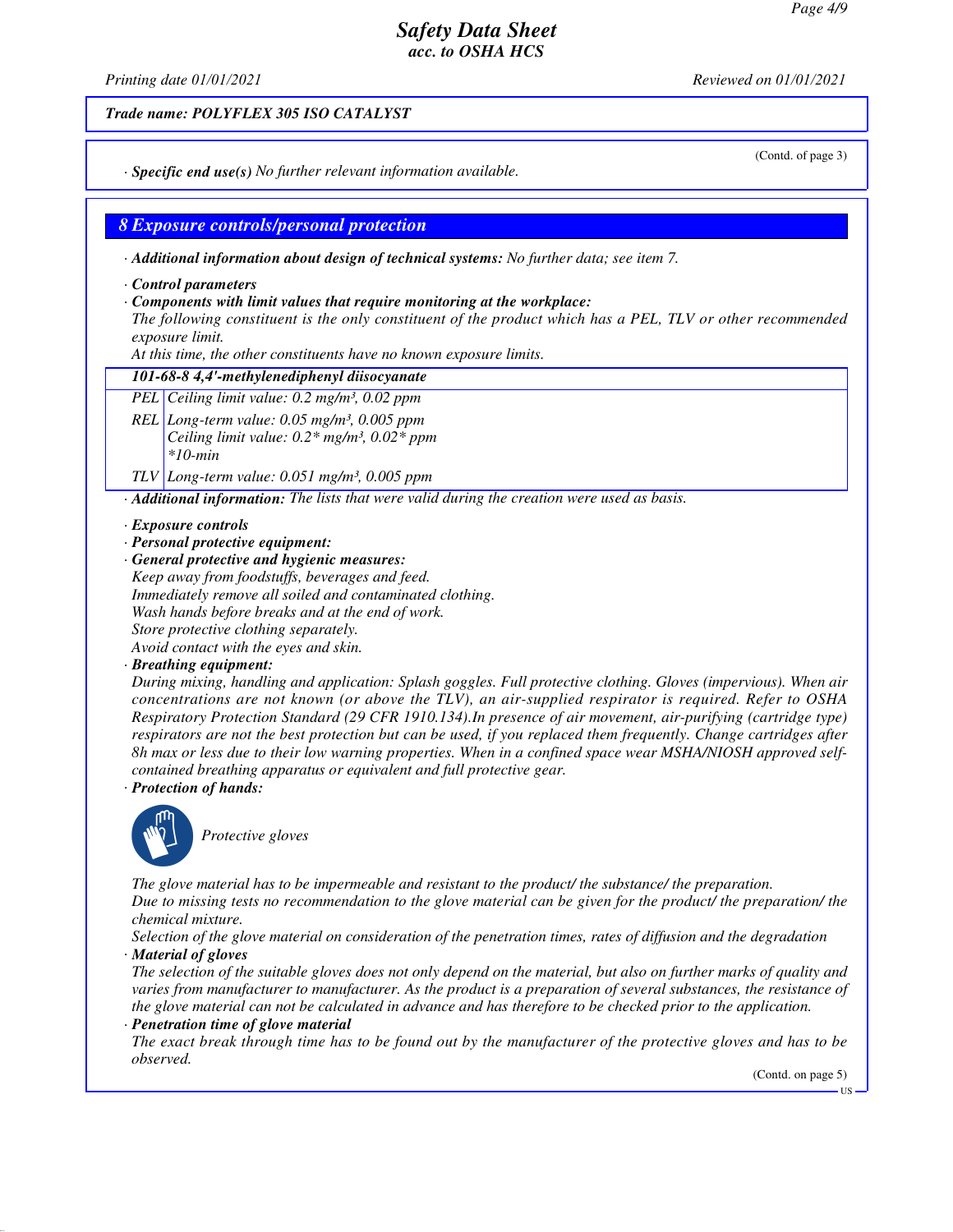**Trade name: POLYFLEX 305 ISO CATALYST**

(Contd. of page 3)

· **Specific end use(s)** No further relevant information available.

## 8 Exposure controls/personal protection

· **Additional information about design of technical systems:** No further data; see item 7.

· **Control parameters**

· **Components with limit values that require monitoring at the workplace:**

The following constituent is the only constituent of the product which has a PEL, TLV or other recommended exposure limit.

At this time, the other constituents have no known exposure limits.

| 101-68-8 4,4'-methylenediphenyl diisocyanate | |
|---|---|
| PEL | Ceiling limit value: 0.2 mg/m³, 0.02 ppm |
| REL | Long-term value: 0.05 mg/m³, 0.005 ppm<br>Ceiling limit value: 0.2* mg/m³, 0.02* ppm<br>*10-min |
| TLV | Long-term value: 0.051 mg/m³, 0.005 ppm |

· **Additional information:** The lists that were valid during the creation were used as basis.

· **Exposure controls**

· **Personal protective equipment:**

· **General protective and hygienic measures:**

Keep away from foodstuffs, beverages and feed.
Immediately remove all soiled and contaminated clothing.
Wash hands before breaks and at the end of work.
Store protective clothing separately.
Avoid contact with the eyes and skin.

· **Breathing equipment:**

During mixing, handling and application: Splash goggles. Full protective clothing. Gloves (impervious). When air concentrations are not known (or above the TLV), an air-supplied respirator is required. Refer to OSHA Respiratory Protection Standard (29 CFR 1910.134).In presence of air movement, air-purifying (cartridge type) respirators are not the best protection but can be used, if you replaced them frequently. Change cartridges after 8h max or less due to their low warning properties. When in a confined space wear MSHA/NIOSH approved self-contained breathing apparatus or equivalent and full protective gear.

· **Protection of hands:**

Protective gloves

The glove material has to be impermeable and resistant to the product/ the substance/ the preparation.
Due to missing tests no recommendation to the glove material can be given for the product/ the preparation/ the chemical mixture.
Selection of the glove material on consideration of the penetration times, rates of diffusion and the degradation

· **Material of gloves**

The selection of the suitable gloves does not only depend on the material, but also on further marks of quality and varies from manufacturer to manufacturer. As the product is a preparation of several substances, the resistance of the glove material can not be calculated in advance and has therefore to be checked prior to the application.

· **Penetration time of glove material**

The exact break through time has to be found out by the manufacturer of the protective gloves and has to be observed.

(Contd. on page 5)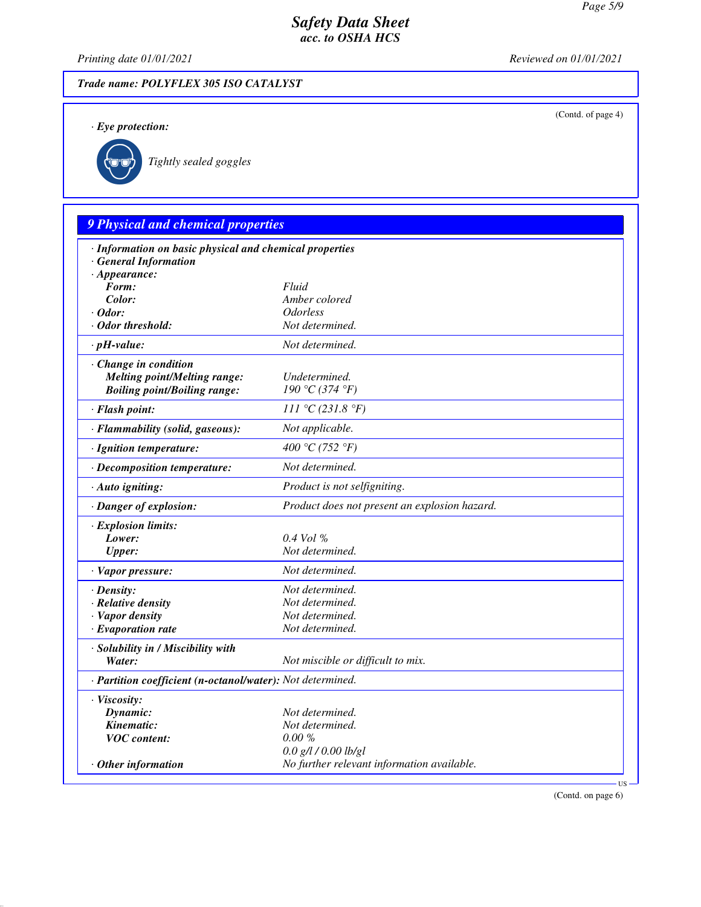Trade name: POLYFLEX 305 ISO CATALYST

(Contd. of page 4)

· **Eye protection:**

*Tightly sealed goggles*

## 9 Physical and chemical properties

| | |
|---|---|
| · **Information on basic physical and chemical properties** | |
| · **General Information** | |
| · **Appearance:** | |
| **Form:** | Fluid |
| **Color:** | Amber colored |
| · **Odor:** | Odorless |
| · **Odor threshold:** | Not determined. |
| · **pH-value:** | Not determined. |
| · **Change in condition** | |
| **Melting point/Melting range:** | Undetermined. |
| **Boiling point/Boiling range:** | 190 °C (374 °F) |
| · **Flash point:** | 111 °C (231.8 °F) |
| · **Flammability (solid, gaseous):** | Not applicable. |
| · **Ignition temperature:** | 400 °C (752 °F) |
| · **Decomposition temperature:** | Not determined. |
| · **Auto igniting:** | Product is not selfigniting. |
| · **Danger of explosion:** | Product does not present an explosion hazard. |
| · **Explosion limits:** | |
| **Lower:** | 0.4 Vol % |
| **Upper:** | Not determined. |
| · **Vapor pressure:** | Not determined. |
| · **Density:** | Not determined. |
| · **Relative density** | Not determined. |
| · **Vapor density** | Not determined. |
| · **Evaporation rate** | Not determined. |
| · **Solubility in / Miscibility with** | |
| **Water:** | Not miscible or difficult to mix. |
| · **Partition coefficient (n-octanol/water):** | Not determined. |
| · **Viscosity:** | |
| **Dynamic:** | Not determined. |
| **Kinematic:** | Not determined. |
| **VOC content:** | 0.00 % |
| | 0.0 g/l / 0.00 lb/gl |
| · **Other information** | No further relevant information available. |

(Contd. on page 6)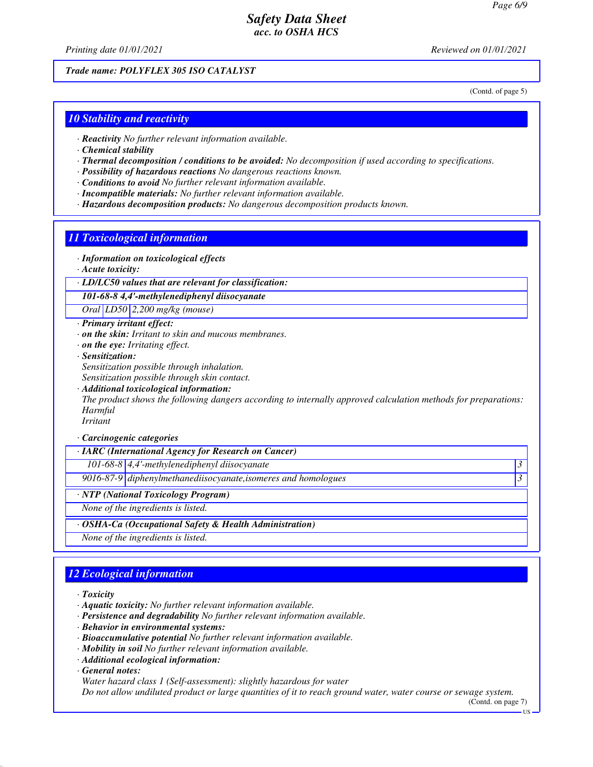Trade name: POLYFLEX 305 ISO CATALYST

(Contd. of page 5)

## 10 Stability and reactivity

· **Reactivity** No further relevant information available.
· **Chemical stability**
· **Thermal decomposition / conditions to be avoided:** No decomposition if used according to specifications.
· **Possibility of hazardous reactions** No dangerous reactions known.
· **Conditions to avoid** No further relevant information available.
· **Incompatible materials:** No further relevant information available.
· **Hazardous decomposition products:** No dangerous decomposition products known.

## 11 Toxicological information

· **Information on toxicological effects**
· **Acute toxicity:**

| · LD/LC50 values that are relevant for classification: | | |
|---|---|---|
| **101-68-8 4,4'-methylenediphenyl diisocyanate** | | |
| Oral | LD50 | 2,200 mg/kg (mouse) |

· **Primary irritant effect:**
· **on the skin:** Irritant to skin and mucous membranes.
· **on the eye:** Irritating effect.
· **Sensitization:**
Sensitization possible through inhalation.
Sensitization possible through skin contact.
· **Additional toxicological information:**
The product shows the following dangers according to internally approved calculation methods for preparations:
Harmful
Irritant

· **Carcinogenic categories**

| · IARC (International Agency for Research on Cancer) | | |
|---|---|---|
| 101-68-8 | 4,4'-methylenediphenyl diisocyanate | 3 |
| 9016-87-9 | diphenylmethanediisocyanate,isomeres and homologues | 3 |

| · NTP (National Toxicology Program) |
|---|
| None of the ingredients is listed. |

| · OSHA-Ca (Occupational Safety & Health Administration) |
|---|
| None of the ingredients is listed. |

## 12 Ecological information

· **Toxicity**
· **Aquatic toxicity:** No further relevant information available.
· **Persistence and degradability** No further relevant information available.
· **Behavior in environmental systems:**
· **Bioaccumulative potential** No further relevant information available.
· **Mobility in soil** No further relevant information available.
· **Additional ecological information:**
· **General notes:**
Water hazard class 1 (Self-assessment): slightly hazardous for water
Do not allow undiluted product or large quantities of it to reach ground water, water course or sewage system.

(Contd. on page 7)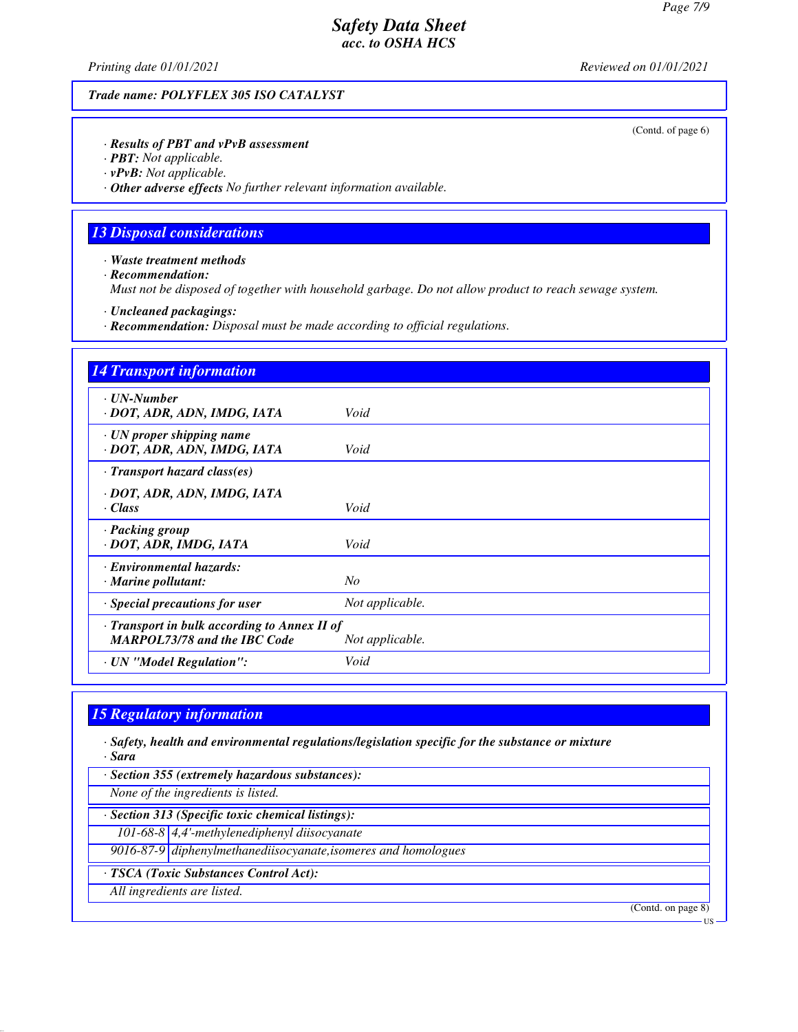Trade name: POLYFLEX 305 ISO CATALYST

(Contd. of page 6)

· **Results of PBT and vPvB assessment**
· **PBT:** Not applicable.
· **vPvB:** Not applicable.
· **Other adverse effects** No further relevant information available.

## 13 Disposal considerations

· **Waste treatment methods**
· **Recommendation:**
Must not be disposed of together with household garbage. Do not allow product to reach sewage system.

· **Uncleaned packagings:**
· **Recommendation:** Disposal must be made according to official regulations.

## 14 Transport information

| | |
|---|---|
| · **UN-Number**<br>· **DOT, ADR, ADN, IMDG, IATA** | Void |
| · **UN proper shipping name**<br>· **DOT, ADR, ADN, IMDG, IATA** | Void |
| · **Transport hazard class(es)**<br><br>· **DOT, ADR, ADN, IMDG, IATA**<br>· **Class** | Void |
| · **Packing group**<br>· **DOT, ADR, IMDG, IATA** | Void |
| · **Environmental hazards:**<br>· **Marine pollutant:** | No |
| · **Special precautions for user** | Not applicable. |
| · **Transport in bulk according to Annex II of MARPOL73/78 and the IBC Code** | Not applicable. |
| · **UN "Model Regulation":** | Void |

## 15 Regulatory information

· **Safety, health and environmental regulations/legislation specific for the substance or mixture**
· **Sara**

· **Section 355 (extremely hazardous substances):**

None of the ingredients is listed.

· **Section 313 (Specific toxic chemical listings):**

| | |
|---|---|
| 101-68-8 | 4,4'-methylenediphenyl diisocyanate |
| 9016-87-9 | diphenylmethanediisocyanate,isomeres and homologues |

· **TSCA (Toxic Substances Control Act):**

All ingredients are listed.

(Contd. on page 8)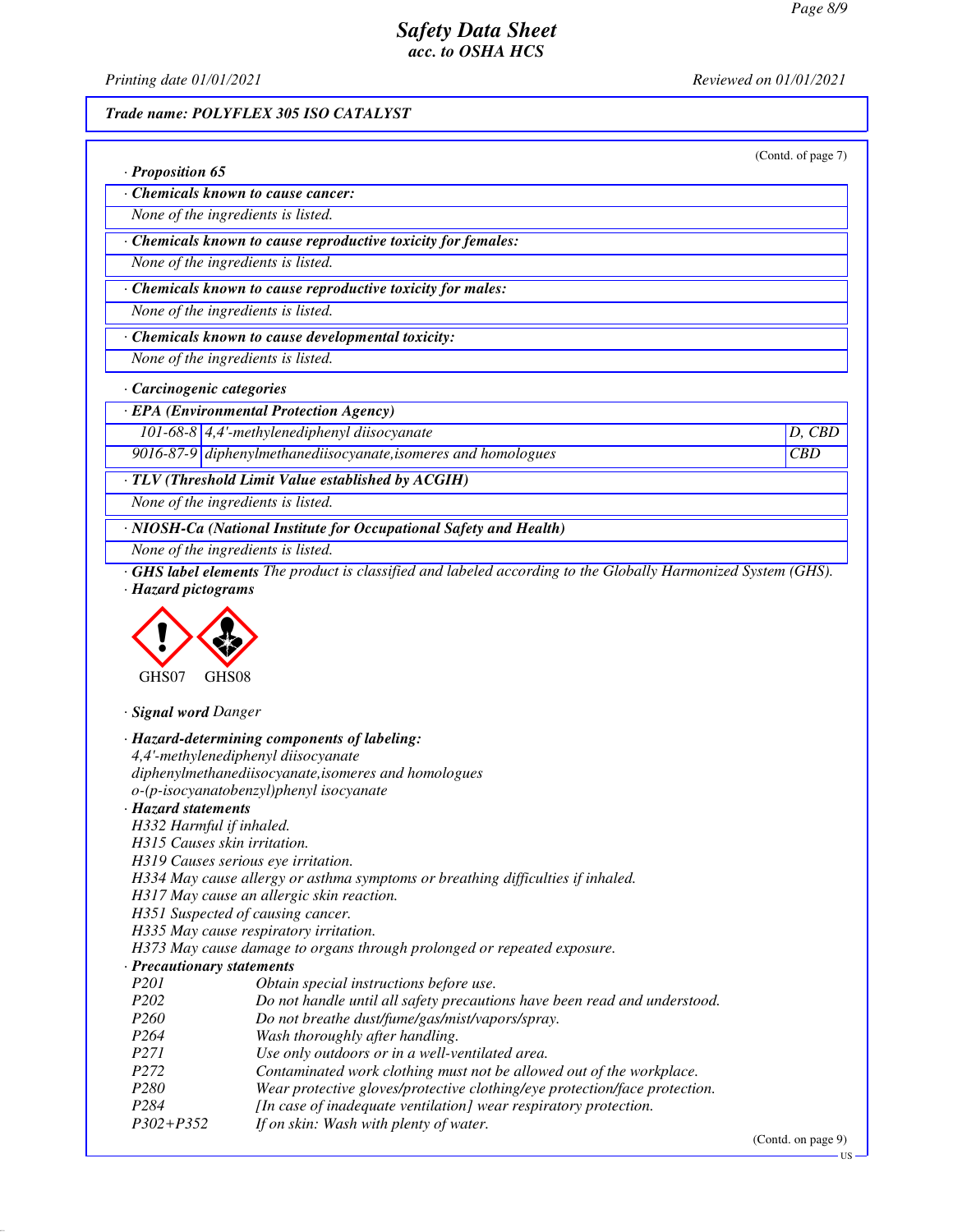## Safety Data Sheet
### acc. to OSHA HCS

Printing date 01/01/2021 Reviewed on 01/01/2021

**Trade name: POLYFLEX 305 ISO CATALYST**

(Contd. of page 7)

· **Proposition 65**

· **Chemicals known to cause cancer:**

None of the ingredients is listed.

· **Chemicals known to cause reproductive toxicity for females:**

None of the ingredients is listed.

· **Chemicals known to cause reproductive toxicity for males:**

None of the ingredients is listed.

· **Chemicals known to cause developmental toxicity:**

None of the ingredients is listed.

· **Carcinogenic categories**

· **EPA (Environmental Protection Agency)**

| | | |
|---|---|---|
| 101-68-8 | 4,4'-methylenediphenyl diisocyanate | D, CBD |
| 9016-87-9 | diphenylmethanediisocyanate,isomeres and homologues | CBD |

· **TLV (Threshold Limit Value established by ACGIH)**

None of the ingredients is listed.

· **NIOSH-Ca (National Institute for Occupational Safety and Health)**

None of the ingredients is listed.

· **GHS label elements** The product is classified and labeled according to the Globally Harmonized System (GHS).

· **Hazard pictograms**

GHS07 GHS08

· **Signal word** Danger

· **Hazard-determining components of labeling:**

4,4'-methylenediphenyl diisocyanate
diphenylmethanediisocyanate,isomeres and homologues
o-(p-isocyanatobenzyl)phenyl isocyanate

· **Hazard statements**

H332 Harmful if inhaled.
H315 Causes skin irritation.
H319 Causes serious eye irritation.
H334 May cause allergy or asthma symptoms or breathing difficulties if inhaled.
H317 May cause an allergic skin reaction.
H351 Suspected of causing cancer.
H335 May cause respiratory irritation.
H373 May cause damage to organs through prolonged or repeated exposure.

· **Precautionary statements**

| | |
|---|---|
| P201 | Obtain special instructions before use. |
| P202 | Do not handle until all safety precautions have been read and understood. |
| P260 | Do not breathe dust/fume/gas/mist/vapors/spray. |
| P264 | Wash thoroughly after handling. |
| P271 | Use only outdoors or in a well-ventilated area. |
| P272 | Contaminated work clothing must not be allowed out of the workplace. |
| P280 | Wear protective gloves/protective clothing/eye protection/face protection. |
| P284 | [In case of inadequate ventilation] wear respiratory protection. |
| P302+P352 | If on skin: Wash with plenty of water. |

(Contd. on page 9)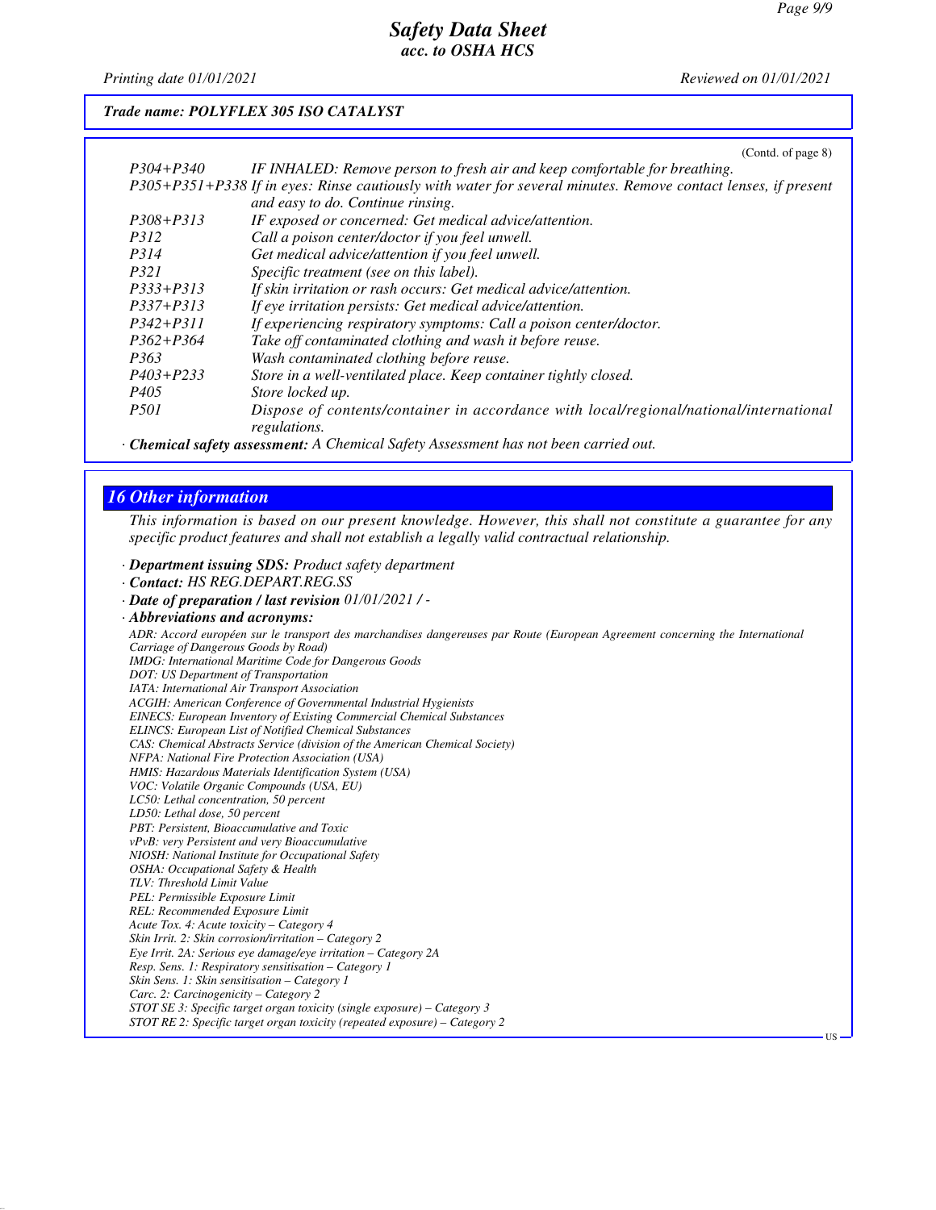**Trade name: POLYFLEX 305 ISO CATALYST**

(Contd. of page 8)

| | |
|---|---|
| P304+P340 | IF INHALED: Remove person to fresh air and keep comfortable for breathing. |
| P305+P351+P338 | If in eyes: Rinse cautiously with water for several minutes. Remove contact lenses, if present and easy to do. Continue rinsing. |
| P308+P313 | IF exposed or concerned: Get medical advice/attention. |
| P312 | Call a poison center/doctor if you feel unwell. |
| P314 | Get medical advice/attention if you feel unwell. |
| P321 | Specific treatment (see on this label). |
| P333+P313 | If skin irritation or rash occurs: Get medical advice/attention. |
| P337+P313 | If eye irritation persists: Get medical advice/attention. |
| P342+P311 | If experiencing respiratory symptoms: Call a poison center/doctor. |
| P362+P364 | Take off contaminated clothing and wash it before reuse. |
| P363 | Wash contaminated clothing before reuse. |
| P403+P233 | Store in a well-ventilated place. Keep container tightly closed. |
| P405 | Store locked up. |
| P501 | Dispose of contents/container in accordance with local/regional/national/international regulations. |

· **Chemical safety assessment:** A Chemical Safety Assessment has not been carried out.

## 16 Other information

*This information is based on our present knowledge. However, this shall not constitute a guarantee for any specific product features and shall not establish a legally valid contractual relationship.*

· **Department issuing SDS:** Product safety department
· **Contact:** HS REG.DEPART.REG.SS
· **Date of preparation / last revision** 01/01/2021 / -
· **Abbreviations and acronyms:**

ADR: Accord européen sur le transport des marchandises dangereuses par Route (European Agreement concerning the International Carriage of Dangerous Goods by Road)
IMDG: International Maritime Code for Dangerous Goods
DOT: US Department of Transportation
IATA: International Air Transport Association
ACGIH: American Conference of Governmental Industrial Hygienists
EINECS: European Inventory of Existing Commercial Chemical Substances
ELINCS: European List of Notified Chemical Substances
CAS: Chemical Abstracts Service (division of the American Chemical Society)
NFPA: National Fire Protection Association (USA)
HMIS: Hazardous Materials Identification System (USA)
VOC: Volatile Organic Compounds (USA, EU)
LC50: Lethal concentration, 50 percent
LD50: Lethal dose, 50 percent
PBT: Persistent, Bioaccumulative and Toxic
vPvB: very Persistent and very Bioaccumulative
NIOSH: National Institute for Occupational Safety
OSHA: Occupational Safety & Health
TLV: Threshold Limit Value
PEL: Permissible Exposure Limit
REL: Recommended Exposure Limit
Acute Tox. 4: Acute toxicity – Category 4
Skin Irrit. 2: Skin corrosion/irritation – Category 2
Eye Irrit. 2A: Serious eye damage/eye irritation – Category 2A
Resp. Sens. 1: Respiratory sensitisation – Category 1
Skin Sens. 1: Skin sensitisation – Category 1
Carc. 2: Carcinogenicity – Category 2
STOT SE 3: Specific target organ toxicity (single exposure) – Category 3
STOT RE 2: Specific target organ toxicity (repeated exposure) – Category 2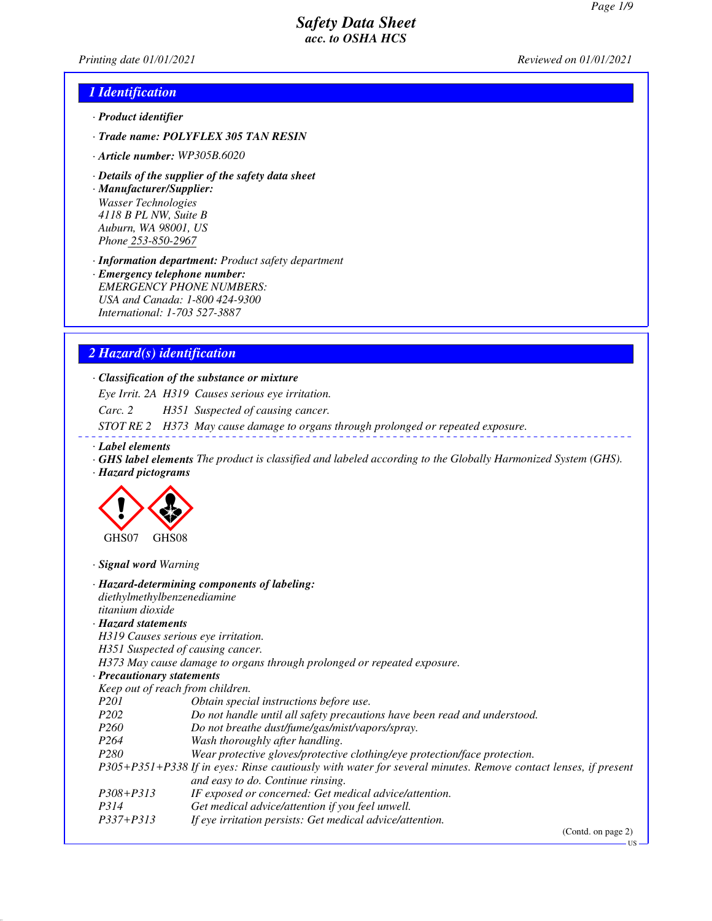# Safety Data Sheet
*acc. to OSHA HCS*

*Printing date 01/01/2021* | *Reviewed on 01/01/2021*

## 1 Identification

· **Product identifier**

· **Trade name: POLYFLEX 305 TAN RESIN**

· **Article number:** WP305B.6020

· **Details of the supplier of the safety data sheet**

· **Manufacturer/Supplier:**
Wasser Technologies
4118 B PL NW, Suite B
Auburn, WA 98001, US
Phone 253-850-2967

· **Information department:** Product safety department

· **Emergency telephone number:**
EMERGENCY PHONE NUMBERS:
USA and Canada: 1-800 424-9300
International: 1-703 527-3887

## 2 Hazard(s) identification

· **Classification of the substance or mixture**

| | | |
|---|---|---|
| Eye Irrit. 2A | H319 | Causes serious eye irritation. |
| Carc. 2 | H351 | Suspected of causing cancer. |
| STOT RE 2 | H373 | May cause damage to organs through prolonged or repeated exposure. |

· **Label elements**

· **GHS label elements** The product is classified and labeled according to the Globally Harmonized System (GHS).

· **Hazard pictograms**

GHS07 GHS08

· **Signal word** Warning

· **Hazard-determining components of labeling:**
diethylmethylbenzenediamine
titanium dioxide

· **Hazard statements**
H319 Causes serious eye irritation.
H351 Suspected of causing cancer.
H373 May cause damage to organs through prolonged or repeated exposure.

· **Precautionary statements**
Keep out of reach from children.

| | |
|---|---|
| P201 | Obtain special instructions before use. |
| P202 | Do not handle until all safety precautions have been read and understood. |
| P260 | Do not breathe dust/fume/gas/mist/vapors/spray. |
| P264 | Wash thoroughly after handling. |
| P280 | Wear protective gloves/protective clothing/eye protection/face protection. |
| P305+P351+P338 | If in eyes: Rinse cautiously with water for several minutes. Remove contact lenses, if present and easy to do. Continue rinsing. |
| P308+P313 | IF exposed or concerned: Get medical advice/attention. |
| P314 | Get medical advice/attention if you feel unwell. |
| P337+P313 | If eye irritation persists: Get medical advice/attention. |

(Contd. on page 2)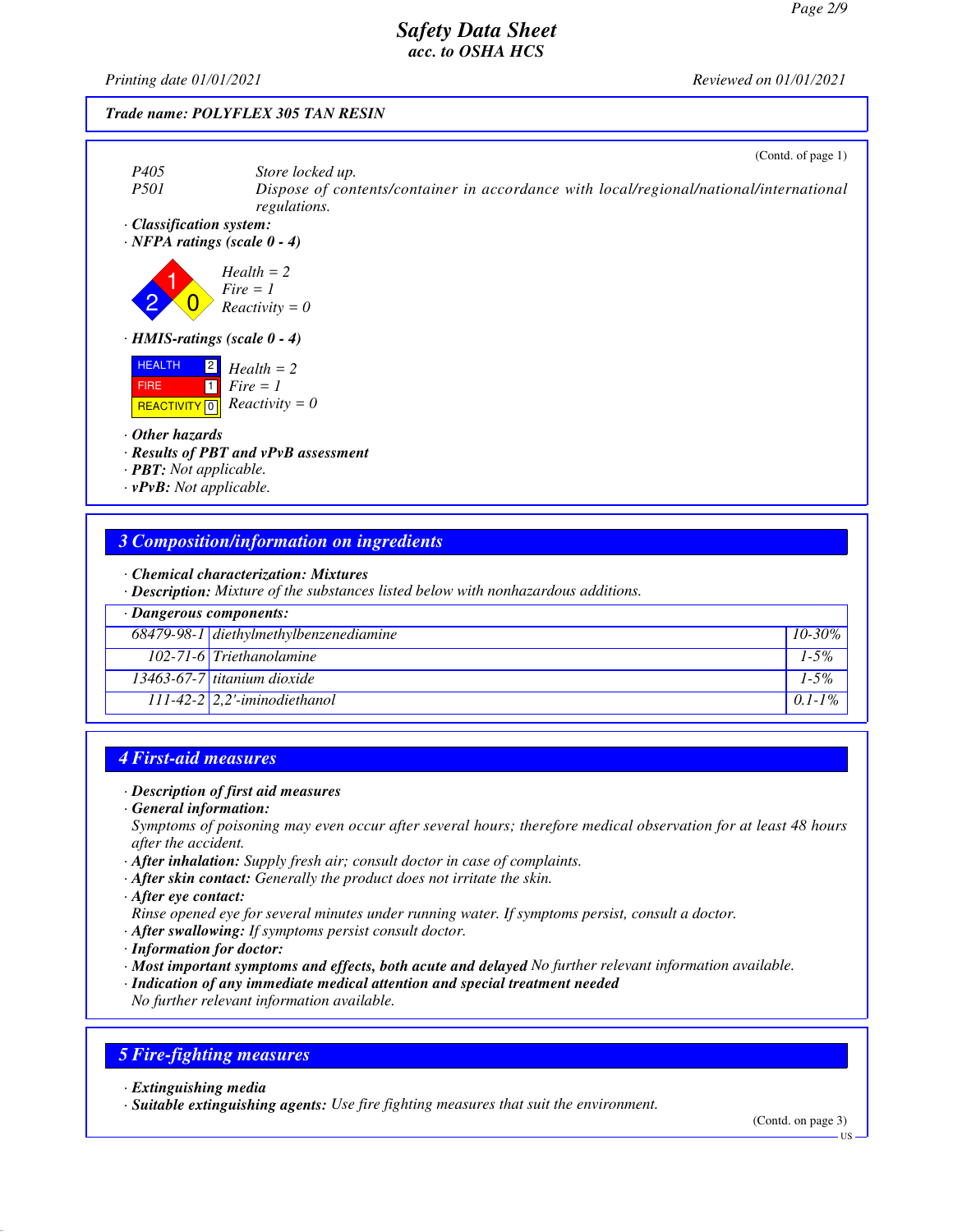Trade name: POLYFLEX 305 TAN RESIN

(Contd. of page 1)

P405 Store locked up.

P501 Dispose of contents/container in accordance with local/regional/national/international regulations.

· **Classification system:**

· **NFPA ratings (scale 0 - 4)**

Health = 2
Fire = 1
Reactivity = 0

· **HMIS-ratings (scale 0 - 4)**

| | | |
|---|---|---|
| HEALTH | 2 | Health = 2 |
| FIRE | 1 | Fire = 1 |
| REACTIVITY | 0 | Reactivity = 0 |

· **Other hazards**

· **Results of PBT and vPvB assessment**

· **PBT:** Not applicable.

· **vPvB:** Not applicable.

## 3 Composition/information on ingredients

· **Chemical characterization: Mixtures**

· **Description:** Mixture of the substances listed below with nonhazardous additions.

· **Dangerous components:**

| | | |
|---|---|---|
| 68479-98-1 | diethylmethylbenzenediamine | 10-30% |
| 102-71-6 | Triethanolamine | 1-5% |
| 13463-67-7 | titanium dioxide | 1-5% |
| 111-42-2 | 2,2'-iminodiethanol | 0.1-1% |

## 4 First-aid measures

· **Description of first aid measures**

· **General information:**

Symptoms of poisoning may even occur after several hours; therefore medical observation for at least 48 hours after the accident.

· **After inhalation:** Supply fresh air; consult doctor in case of complaints.

· **After skin contact:** Generally the product does not irritate the skin.

· **After eye contact:**

Rinse opened eye for several minutes under running water. If symptoms persist, consult a doctor.

· **After swallowing:** If symptoms persist consult doctor.

· **Information for doctor:**

· **Most important symptoms and effects, both acute and delayed** No further relevant information available.

· **Indication of any immediate medical attention and special treatment needed**

No further relevant information available.

## 5 Fire-fighting measures

· **Extinguishing media**

· **Suitable extinguishing agents:** Use fire fighting measures that suit the environment.

(Contd. on page 3)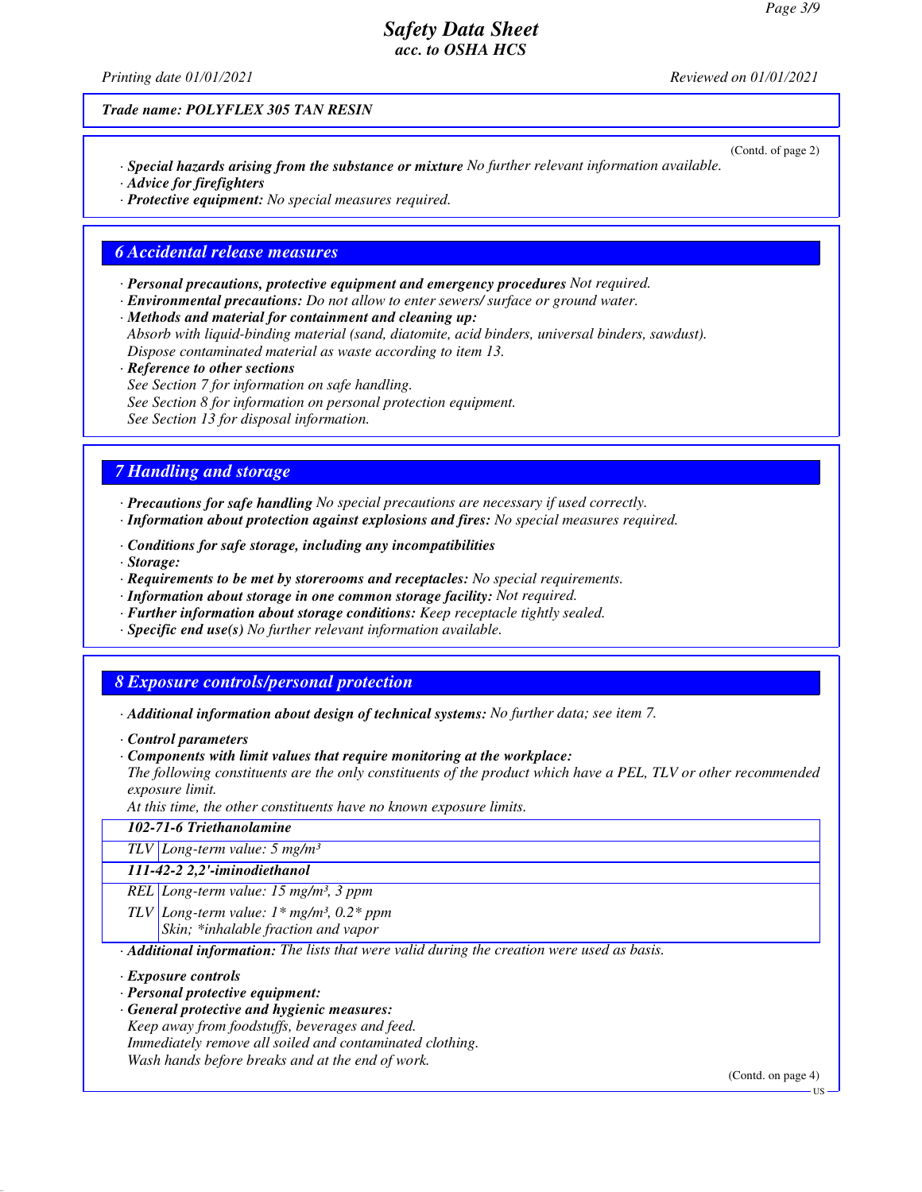**Trade name: POLYFLEX 305 TAN RESIN**

(Contd. of page 2)

· ***Special hazards arising from the substance or mixture*** *No further relevant information available.*
· ***Advice for firefighters***
· ***Protective equipment:*** *No special measures required.*

## 6 Accidental release measures

· ***Personal precautions, protective equipment and emergency procedures*** *Not required.*
· ***Environmental precautions:*** *Do not allow to enter sewers/ surface or ground water.*
· ***Methods and material for containment and cleaning up:***
*Absorb with liquid-binding material (sand, diatomite, acid binders, universal binders, sawdust).*
*Dispose contaminated material as waste according to item 13.*
· ***Reference to other sections***
*See Section 7 for information on safe handling.*
*See Section 8 for information on personal protection equipment.*
*See Section 13 for disposal information.*

## 7 Handling and storage

· ***Precautions for safe handling*** *No special precautions are necessary if used correctly.*
· ***Information about protection against explosions and fires:*** *No special measures required.*

· ***Conditions for safe storage, including any incompatibilities***
· ***Storage:***
· ***Requirements to be met by storerooms and receptacles:*** *No special requirements.*
· ***Information about storage in one common storage facility:*** *Not required.*
· ***Further information about storage conditions:*** *Keep receptacle tightly sealed.*
· ***Specific end use(s)*** *No further relevant information available.*

## 8 Exposure controls/personal protection

· ***Additional information about design of technical systems:*** *No further data; see item 7.*

· ***Control parameters***
· ***Components with limit values that require monitoring at the workplace:***
*The following constituents are the only constituents of the product which have a PEL, TLV or other recommended exposure limit.*
*At this time, the other constituents have no known exposure limits.*

| **102-71-6 Triethanolamine** | |
|---|---|
| TLV | Long-term value: 5 mg/m³ |
| **111-42-2 2,2'-iminodiethanol** | |
| REL | Long-term value: 15 mg/m³, 3 ppm |
| TLV | Long-term value: 1* mg/m³, 0.2* ppm<br>Skin; *inhalable fraction and vapor |

· ***Additional information:*** *The lists that were valid during the creation were used as basis.*

· ***Exposure controls***
· ***Personal protective equipment:***
· ***General protective and hygienic measures:***
*Keep away from foodstuffs, beverages and feed.*
*Immediately remove all soiled and contaminated clothing.*
*Wash hands before breaks and at the end of work.*

(Contd. on page 4)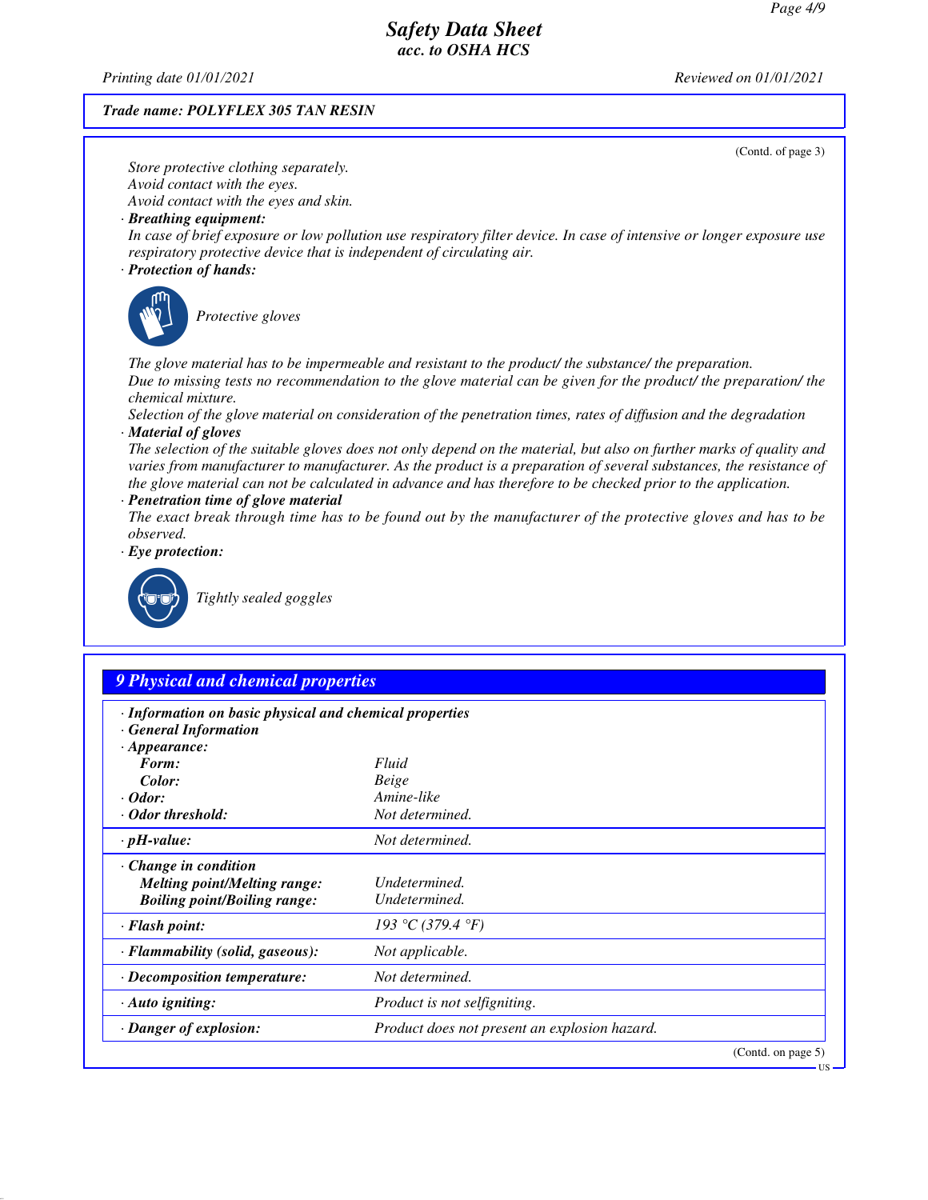**Trade name: POLYFLEX 305 TAN RESIN**

(Contd. of page 3)

*Store protective clothing separately.*
*Avoid contact with the eyes.*
*Avoid contact with the eyes and skin.*

· **Breathing equipment:**
*In case of brief exposure or low pollution use respiratory filter device. In case of intensive or longer exposure use respiratory protective device that is independent of circulating air.*

· **Protection of hands:**

*Protective gloves*

*The glove material has to be impermeable and resistant to the product/ the substance/ the preparation.*
*Due to missing tests no recommendation to the glove material can be given for the product/ the preparation/ the chemical mixture.*
*Selection of the glove material on consideration of the penetration times, rates of diffusion and the degradation*

· **Material of gloves**
*The selection of the suitable gloves does not only depend on the material, but also on further marks of quality and varies from manufacturer to manufacturer. As the product is a preparation of several substances, the resistance of the glove material can not be calculated in advance and has therefore to be checked prior to the application.*

· **Penetration time of glove material**
*The exact break through time has to be found out by the manufacturer of the protective gloves and has to be observed.*

· **Eye protection:**

*Tightly sealed goggles*

## 9 Physical and chemical properties

| | |
|---|---|
| · **Information on basic physical and chemical properties** | |
| · **General Information** | |
| · **Appearance:** | |
| **Form:** | Fluid |
| **Color:** | Beige |
| · **Odor:** | Amine-like |
| · **Odor threshold:** | Not determined. |
| · **pH-value:** | Not determined. |
| · **Change in condition** | |
| **Melting point/Melting range:** | Undetermined. |
| **Boiling point/Boiling range:** | Undetermined. |
| · **Flash point:** | 193 °C (379.4 °F) |
| · **Flammability (solid, gaseous):** | Not applicable. |
| · **Decomposition temperature:** | Not determined. |
| · **Auto igniting:** | Product is not selfigniting. |
| · **Danger of explosion:** | Product does not present an explosion hazard. |

(Contd. on page 5)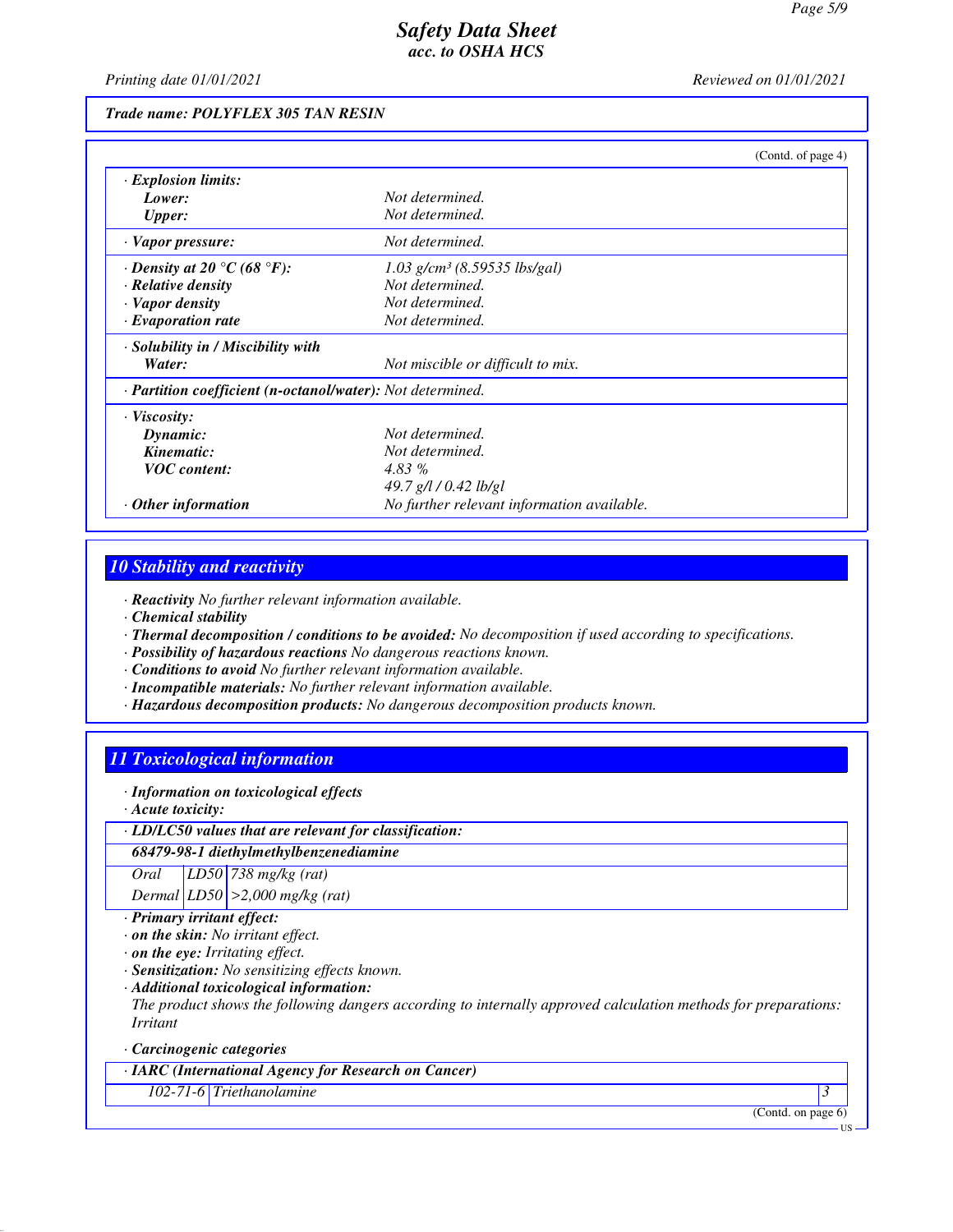*Trade name: POLYFLEX 305 TAN RESIN*

(Contd. of page 4)

| | |
|---|---|
| · **Explosion limits:** | |
| **Lower:** | Not determined. |
| **Upper:** | Not determined. |
| · **Vapor pressure:** | Not determined. |
| · **Density at 20 °C (68 °F):** | 1.03 g/cm³ (8.59535 lbs/gal) |
| · **Relative density** | Not determined. |
| · **Vapor density** | Not determined. |
| · **Evaporation rate** | Not determined. |
| · **Solubility in / Miscibility with** | |
| **Water:** | Not miscible or difficult to mix. |
| · **Partition coefficient (n-octanol/water):** | Not determined. |
| · **Viscosity:** | |
| **Dynamic:** | Not determined. |
| **Kinematic:** | Not determined. |
| **VOC content:** | 4.83 % |
| | 49.7 g/l / 0.42 lb/gl |
| · **Other information** | No further relevant information available. |

## 10 Stability and reactivity

· **Reactivity** No further relevant information available.
· **Chemical stability**
· **Thermal decomposition / conditions to be avoided:** No decomposition if used according to specifications.
· **Possibility of hazardous reactions** No dangerous reactions known.
· **Conditions to avoid** No further relevant information available.
· **Incompatible materials:** No further relevant information available.
· **Hazardous decomposition products:** No dangerous decomposition products known.

## 11 Toxicological information

· **Information on toxicological effects**
· **Acute toxicity:**

| · **LD/LC50 values that are relevant for classification:** | | |
|---|---|---|
| **68479-98-1 diethylmethylbenzenediamine** | | |
| Oral | LD50 | 738 mg/kg (rat) |
| Dermal | LD50 | >2,000 mg/kg (rat) |

· **Primary irritant effect:**
· **on the skin:** No irritant effect.
· **on the eye:** Irritating effect.
· **Sensitization:** No sensitizing effects known.
· **Additional toxicological information:**
The product shows the following dangers according to internally approved calculation methods for preparations:
Irritant

· **Carcinogenic categories**

| · **IARC (International Agency for Research on Cancer)** | | |
|---|---|---|
| 102-71-6 | Triethanolamine | 3 |

(Contd. on page 6)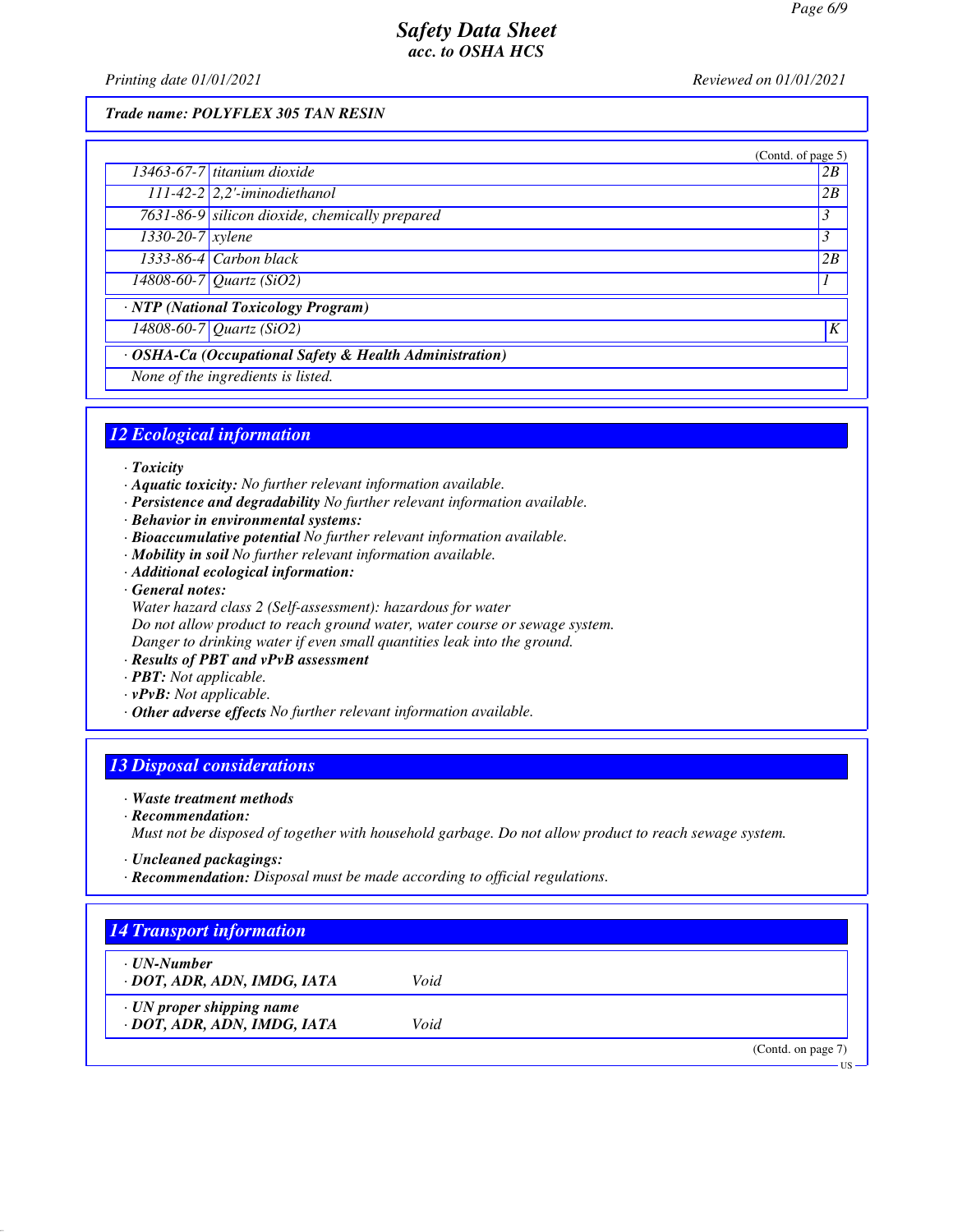*Trade name: POLYFLEX 305 TAN RESIN*

(Contd. of page 5)

| | | |
|---|---|---|
| 13463-67-7 | titanium dioxide | 2B |
| 111-42-2 | 2,2'-iminodiethanol | 2B |
| 7631-86-9 | silicon dioxide, chemically prepared | 3 |
| 1330-20-7 | xylene | 3 |
| 1333-86-4 | Carbon black | 2B |
| 14808-60-7 | Quartz ($SiO_2$) | 1 |
| **· NTP (National Toxicology Program)** | | |
| 14808-60-7 | Quartz ($SiO_2$) | K |
| **· OSHA-Ca (Occupational Safety & Health Administration)** | | |
| None of the ingredients is listed. | | |

## 12 Ecological information

· **Toxicity**
· **Aquatic toxicity:** No further relevant information available.
· **Persistence and degradability** No further relevant information available.
· **Behavior in environmental systems:**
· **Bioaccumulative potential** No further relevant information available.
· **Mobility in soil** No further relevant information available.
· **Additional ecological information:**
· **General notes:**
Water hazard class 2 (Self-assessment): hazardous for water
Do not allow product to reach ground water, water course or sewage system.
Danger to drinking water if even small quantities leak into the ground.
· **Results of PBT and vPvB assessment**
· **PBT:** Not applicable.
· **vPvB:** Not applicable.
· **Other adverse effects** No further relevant information available.

## 13 Disposal considerations

· **Waste treatment methods**
· **Recommendation:**
Must not be disposed of together with household garbage. Do not allow product to reach sewage system.

· **Uncleaned packagings:**
· **Recommendation:** Disposal must be made according to official regulations.

## 14 Transport information

| | |
|---|---|
| **· UN-Number**<br>**· DOT, ADR, ADN, IMDG, IATA** | Void |
| **· UN proper shipping name**<br>**· DOT, ADR, ADN, IMDG, IATA** | Void |

(Contd. on page 7)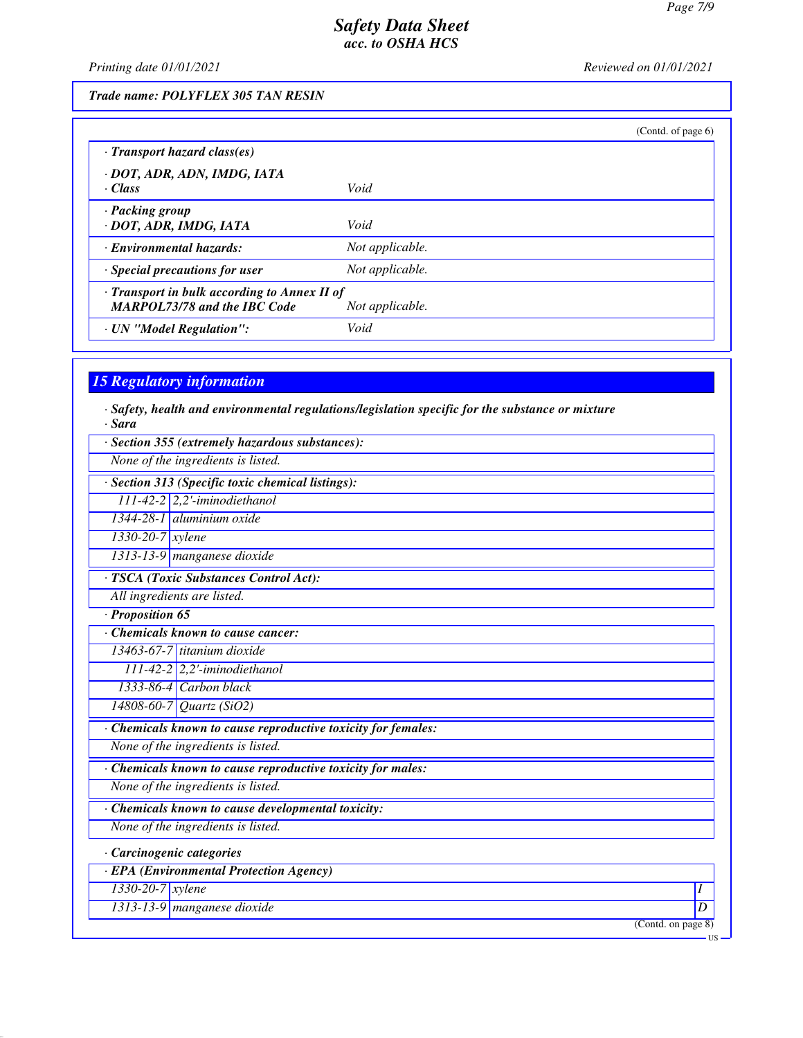Trade name: POLYFLEX 305 TAN RESIN

(Contd. of page 6)

| · Transport hazard class(es) | |
|---|---|
| · DOT, ADR, ADN, IMDG, IATA<br>· Class | Void |
| · Packing group<br>· DOT, ADR, IMDG, IATA | Void |
| · Environmental hazards: | Not applicable. |
| · Special precautions for user | Not applicable. |
| · Transport in bulk according to Annex II of MARPOL73/78 and the IBC Code | Not applicable. |
| · UN "Model Regulation": | Void |

## 15 Regulatory information

· Safety, health and environmental regulations/legislation specific for the substance or mixture

· Sara

| · Section 355 (extremely hazardous substances): | |
|---|---|
| None of the ingredients is listed. | |

| · Section 313 (Specific toxic chemical listings): | |
|---|---|
| 111-42-2 | 2,2'-iminodiethanol |
| 1344-28-1 | aluminium oxide |
| 1330-20-7 | xylene |
| 1313-13-9 | manganese dioxide |

| · TSCA (Toxic Substances Control Act): |
|---|
| All ingredients are listed. |

· Proposition 65

| · Chemicals known to cause cancer: | |
|---|---|
| 13463-67-7 | titanium dioxide |
| 111-42-2 | 2,2'-iminodiethanol |
| 1333-86-4 | Carbon black |
| 14808-60-7 | Quartz ($SiO_2$) |

| · Chemicals known to cause reproductive toxicity for females: |
|---|
| None of the ingredients is listed. |

| · Chemicals known to cause reproductive toxicity for males: |
|---|
| None of the ingredients is listed. |

| · Chemicals known to cause developmental toxicity: |
|---|
| None of the ingredients is listed. |

· Carcinogenic categories

| · EPA (Environmental Protection Agency) | | |
|---|---|---|
| 1330-20-7 | xylene | I |
| 1313-13-9 | manganese dioxide | D |

(Contd. on page 8)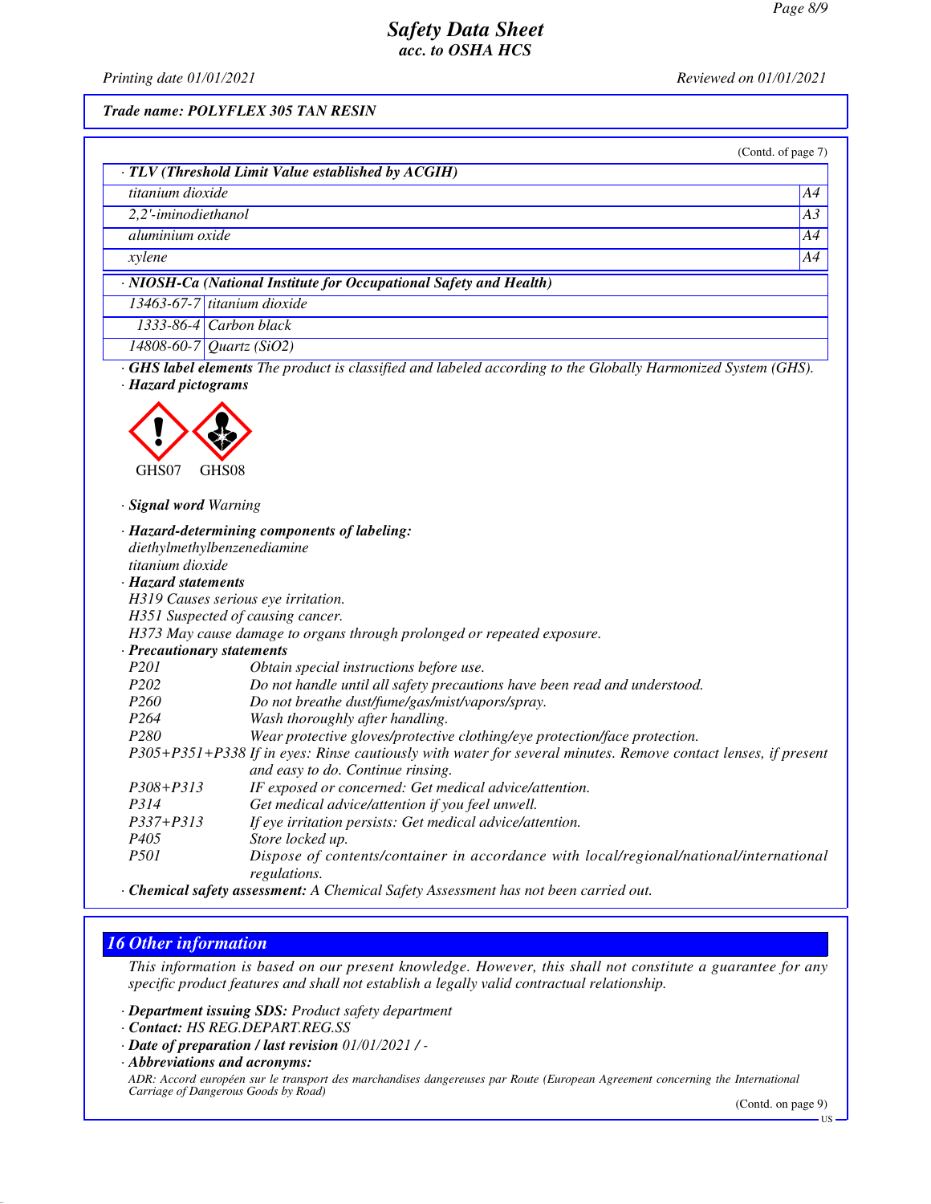*Trade name: POLYFLEX 305 TAN RESIN*

(Contd. of page 7)

· **TLV (Threshold Limit Value established by ACGIH)**

| | |
|---|---|
| titanium dioxide | A4 |
| 2,2'-iminodiethanol | A3 |
| aluminium oxide | A4 |
| xylene | A4 |

· **NIOSH-Ca (National Institute for Occupational Safety and Health)**

| | |
|---|---|
| 13463-67-7 | titanium dioxide |
| 1333-86-4 | Carbon black |
| 14808-60-7 | Quartz ($SiO_2$) |

· **GHS label elements** The product is classified and labeled according to the Globally Harmonized System (GHS).

· **Hazard pictograms**

GHS07 GHS08

· **Signal word** Warning

· **Hazard-determining components of labeling:**
diethylmethylbenzenediamine
titanium dioxide

· **Hazard statements**
H319 Causes serious eye irritation.
H351 Suspected of causing cancer.
H373 May cause damage to organs through prolonged or repeated exposure.

· **Precautionary statements**

| | |
|---|---|
| P201 | Obtain special instructions before use. |
| P202 | Do not handle until all safety precautions have been read and understood. |
| P260 | Do not breathe dust/fume/gas/mist/vapors/spray. |
| P264 | Wash thoroughly after handling. |
| P280 | Wear protective gloves/protective clothing/eye protection/face protection. |
| P305+P351+P338 | If in eyes: Rinse cautiously with water for several minutes. Remove contact lenses, if present and easy to do. Continue rinsing. |
| P308+P313 | IF exposed or concerned: Get medical advice/attention. |
| P314 | Get medical advice/attention if you feel unwell. |
| P337+P313 | If eye irritation persists: Get medical advice/attention. |
| P405 | Store locked up. |
| P501 | Dispose of contents/container in accordance with local/regional/national/international regulations. |

· **Chemical safety assessment:** A Chemical Safety Assessment has not been carried out.

## 16 Other information

This information is based on our present knowledge. However, this shall not constitute a guarantee for any specific product features and shall not establish a legally valid contractual relationship.

· **Department issuing SDS:** Product safety department
· **Contact:** HS REG.DEPART.REG.SS
· **Date of preparation / last revision** 01/01/2021 / -
· **Abbreviations and acronyms:**
ADR: Accord européen sur le transport des marchandises dangereuses par Route (European Agreement concerning the International Carriage of Dangerous Goods by Road)

(Contd. on page 9)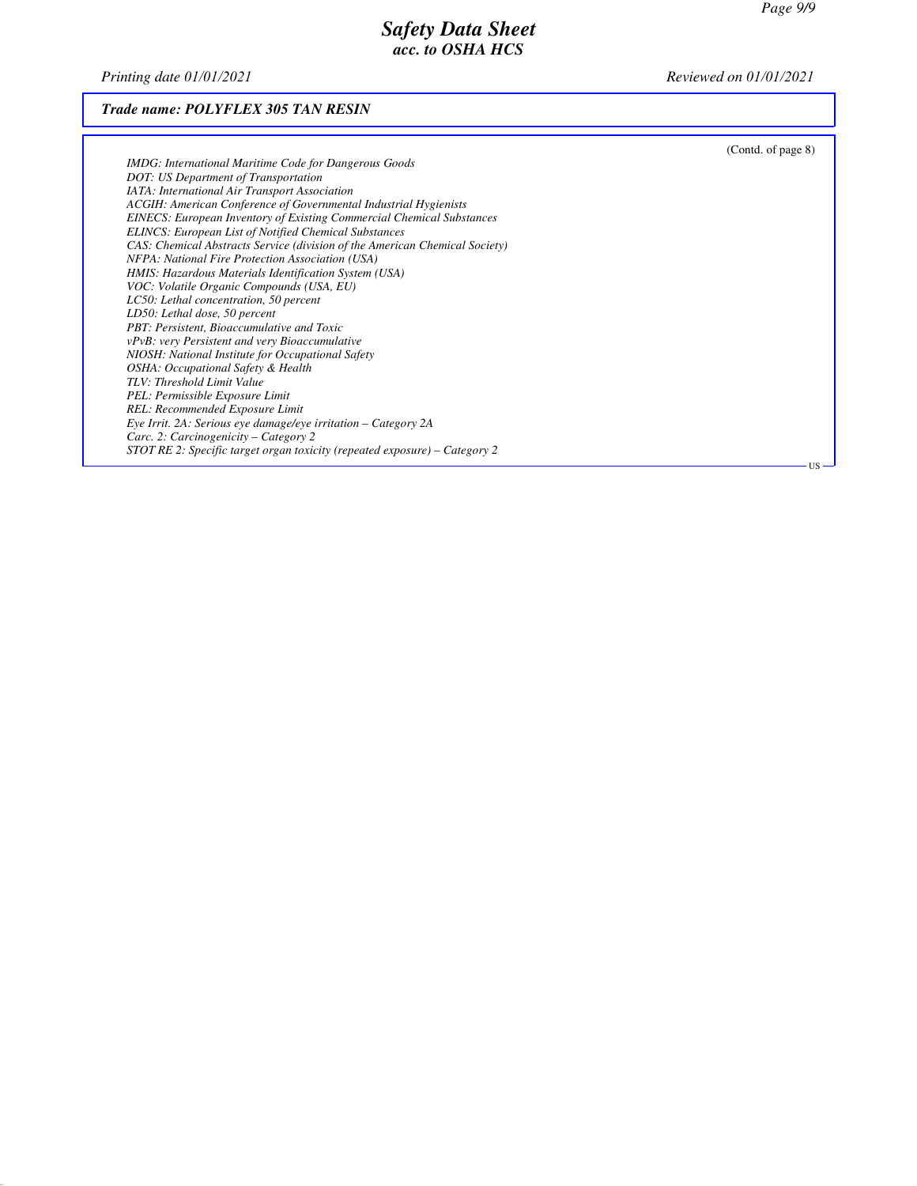(Contd. of page 8)

*IMDG: International Maritime Code for Dangerous Goods*
*DOT: US Department of Transportation*
*IATA: International Air Transport Association*
*ACGIH: American Conference of Governmental Industrial Hygienists*
*EINECS: European Inventory of Existing Commercial Chemical Substances*
*ELINCS: European List of Notified Chemical Substances*
*CAS: Chemical Abstracts Service (division of the American Chemical Society)*
*NFPA: National Fire Protection Association (USA)*
*HMIS: Hazardous Materials Identification System (USA)*
*VOC: Volatile Organic Compounds (USA, EU)*
*LC50: Lethal concentration, 50 percent*
*LD50: Lethal dose, 50 percent*
*PBT: Persistent, Bioaccumulative and Toxic*
*vPvB: very Persistent and very Bioaccumulative*
*NIOSH: National Institute for Occupational Safety*
*OSHA: Occupational Safety & Health*
*TLV: Threshold Limit Value*
*PEL: Permissible Exposure Limit*
*REL: Recommended Exposure Limit*
*Eye Irrit. 2A: Serious eye damage/eye irritation – Category 2A*
*Carc. 2: Carcinogenicity – Category 2*
*STOT RE 2: Specific target organ toxicity (repeated exposure) – Category 2*

US